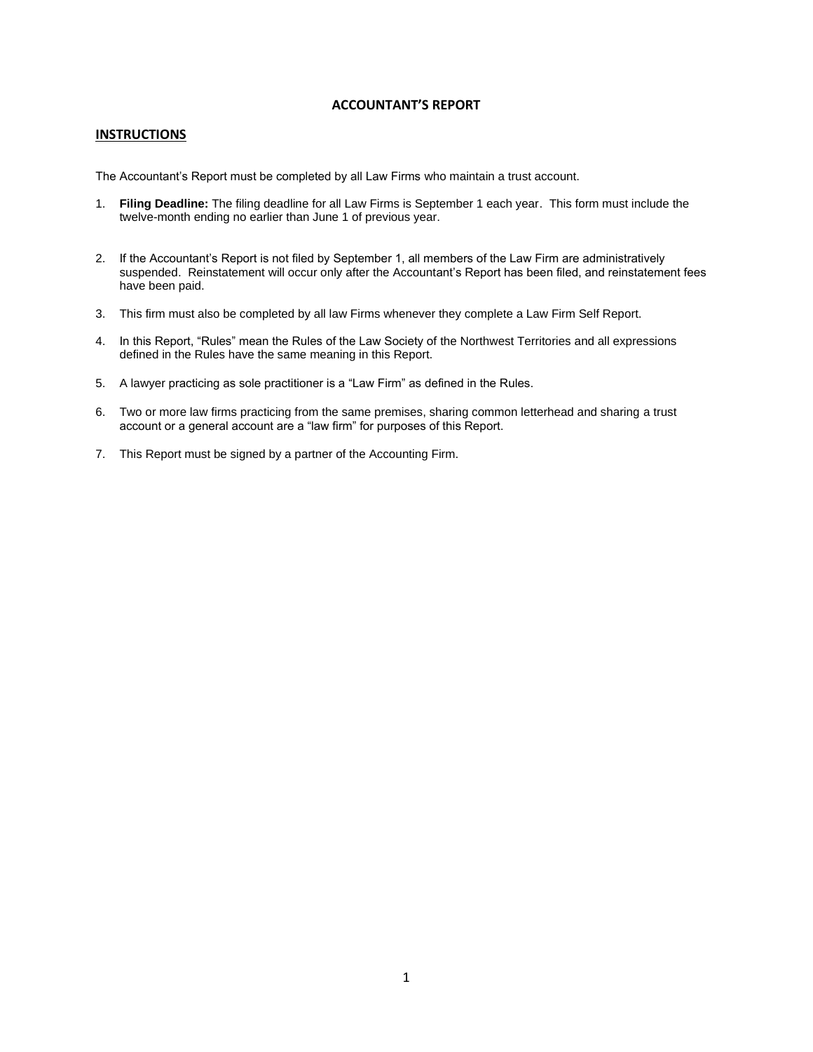# ACCOUNTANT'S REPORT

## INSTRUCTIONS

The Accountant's Report must be completed by all Law Firms who maintain a trust account.

1. **Filing Deadline:** The filing deadline for all Law Firms is September 1 each year. This form must include the twelve-month ending no earlier than June 1 of previous year.

2. If the Accountant's Report is not filed by September 1, all members of the Law Firm are administratively suspended. Reinstatement will occur only after the Accountant's Report has been filed, and reinstatement fees have been paid.

3. This firm must also be completed by all law Firms whenever they complete a Law Firm Self Report.

4. In this Report, "Rules" mean the Rules of the Law Society of the Northwest Territories and all expressions defined in the Rules have the same meaning in this Report.

5. A lawyer practicing as sole practitioner is a "Law Firm" as defined in the Rules.

6. Two or more law firms practicing from the same premises, sharing common letterhead and sharing a trust account or a general account are a "law firm" for purposes of this Report.

7. This Report must be signed by a partner of the Accounting Firm.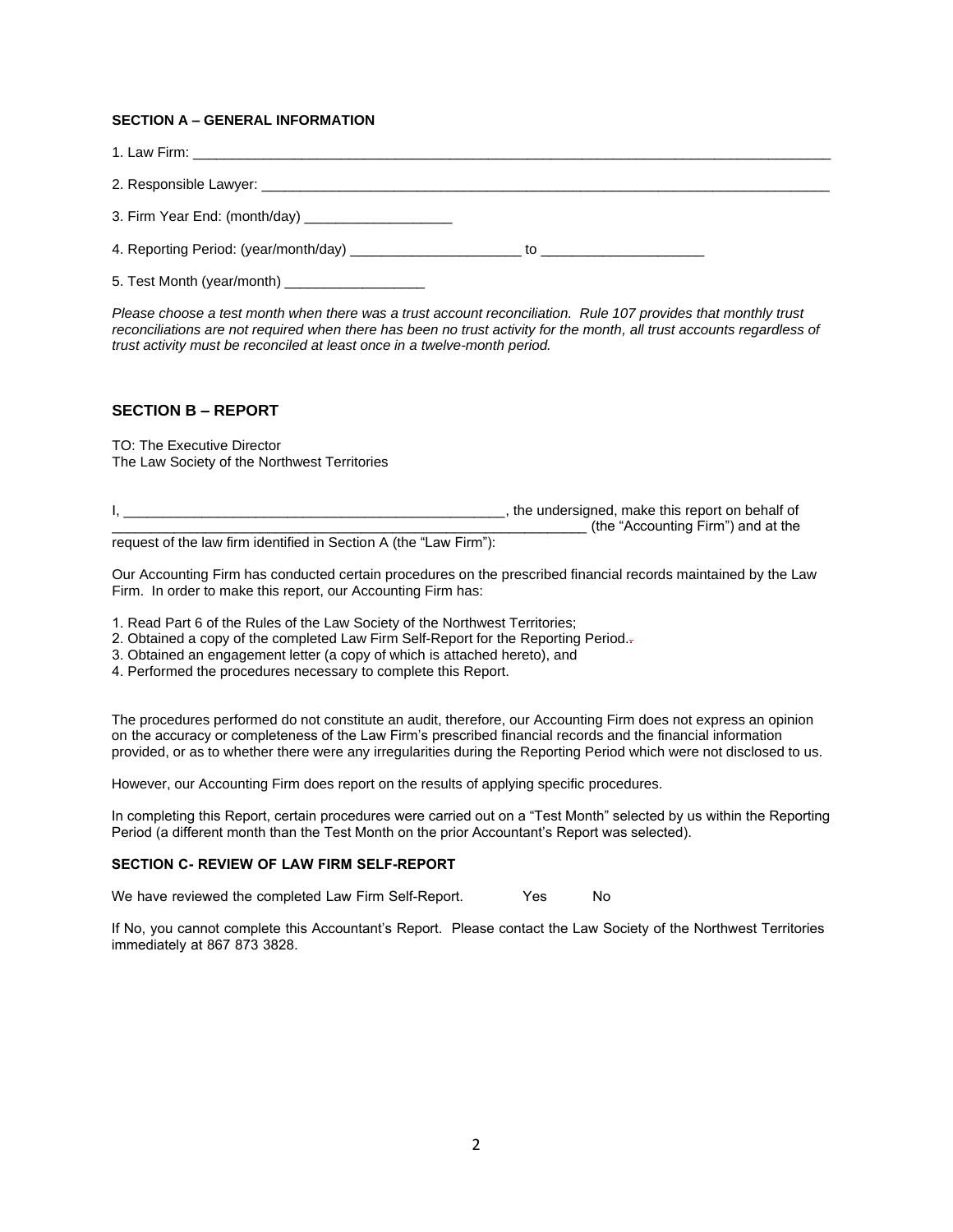### SECTION A – GENERAL INFORMATION

1. Law Firm: ___________________________________________________________________________________

2. Responsible Lawyer: ___________________________________________________________________________

3. Firm Year End: (month/day) ___________________

4. Reporting Period: (year/month/day) ______________________ to _____________________

5. Test Month (year/month) __________________

*Please choose a test month when there was a trust account reconciliation. Rule 107 provides that monthly trust reconciliations are not required when there has been no trust activity for the month, all trust accounts regardless of trust activity must be reconciled at least once in a twelve-month period.*

### SECTION B – REPORT

TO: The Executive Director
The Law Society of the Northwest Territories

I, _________________________________________________, the undersigned, make this report on behalf of ____________________________________________________________ (the "Accounting Firm") and at the request of the law firm identified in Section A (the "Law Firm"):

Our Accounting Firm has conducted certain procedures on the prescribed financial records maintained by the Law Firm. In order to make this report, our Accounting Firm has:

1. Read Part 6 of the Rules of the Law Society of the Northwest Territories;
2. Obtained a copy of the completed Law Firm Self-Report for the Reporting Period.
3. Obtained an engagement letter (a copy of which is attached hereto), and
4. Performed the procedures necessary to complete this Report.

The procedures performed do not constitute an audit, therefore, our Accounting Firm does not express an opinion on the accuracy or completeness of the Law Firm's prescribed financial records and the financial information provided, or as to whether there were any irregularities during the Reporting Period which were not disclosed to us.

However, our Accounting Firm does report on the results of applying specific procedures.

In completing this Report, certain procedures were carried out on a "Test Month" selected by us within the Reporting Period (a different month than the Test Month on the prior Accountant's Report was selected).

### SECTION C- REVIEW OF LAW FIRM SELF-REPORT

We have reviewed the completed Law Firm Self-Report. Yes No

If No, you cannot complete this Accountant's Report. Please contact the Law Society of the Northwest Territories immediately at 867 873 3828.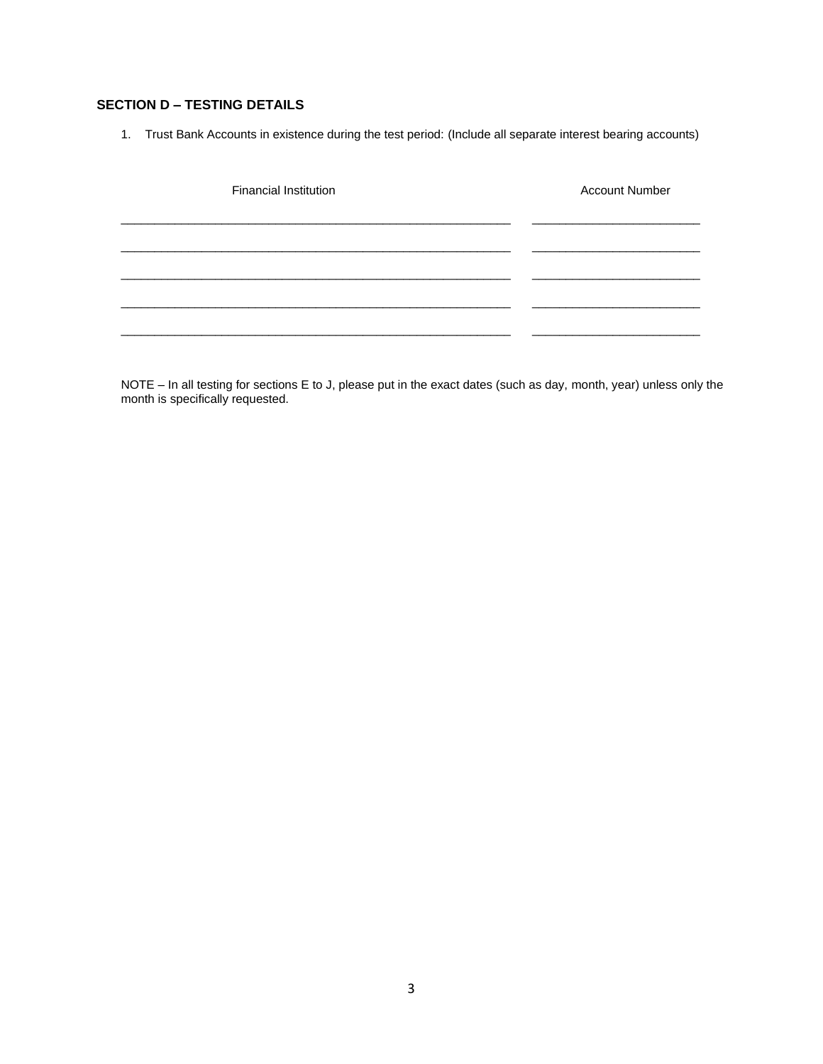## SECTION D – TESTING DETAILS

1. Trust Bank Accounts in existence during the test period: (Include all separate interest bearing accounts)

| Financial Institution | Account Number |
| --- | --- |
| ______________________________ | ______________________________ |
| ______________________________ | ______________________________ |
| ______________________________ | ______________________________ |
| ______________________________ | ______________________________ |
| ______________________________ | ______________________________ |

NOTE – In all testing for sections E to J, please put in the exact dates (such as day, month, year) unless only the month is specifically requested.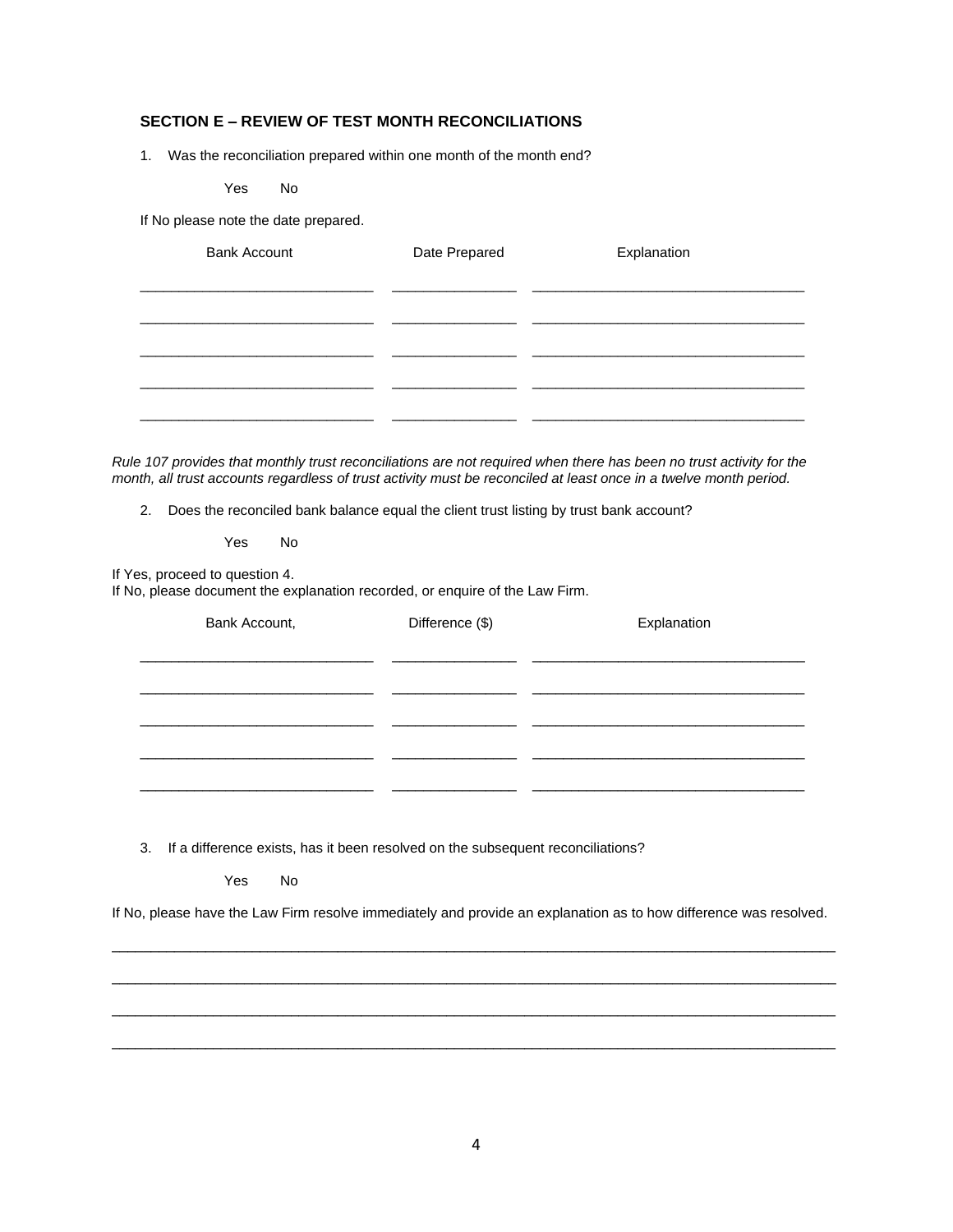## SECTION E – REVIEW OF TEST MONTH RECONCILIATIONS

1. Was the reconciliation prepared within one month of the month end?

   Yes    No

If No please note the date prepared.

| Bank Account | Date Prepared | Explanation |
|---|---|---|
| | | |
| | | |
| | | |
| | | |
| | | |

*Rule 107 provides that monthly trust reconciliations are not required when there has been no trust activity for the month, all trust accounts regardless of trust activity must be reconciled at least once in a twelve month period.*

2. Does the reconciled bank balance equal the client trust listing by trust bank account?

   Yes    No

If Yes, proceed to question 4.
If No, please document the explanation recorded, or enquire of the Law Firm.

| Bank Account, | Difference ($) | Explanation |
|---|---|---|
| | | |
| | | |
| | | |
| | | |
| | | |

3. If a difference exists, has it been resolved on the subsequent reconciliations?

   Yes    No

If No, please have the Law Firm resolve immediately and provide an explanation as to how difference was resolved.

\_\_\_\_\_\_\_\_\_\_\_\_\_\_\_\_\_\_\_\_\_\_\_\_\_\_\_\_\_\_\_\_\_\_\_\_\_\_\_\_\_\_\_\_\_\_\_\_\_\_\_\_\_\_\_\_\_\_\_\_\_\_\_\_\_\_\_\_\_\_\_\_\_\_\_\_\_\_

\_\_\_\_\_\_\_\_\_\_\_\_\_\_\_\_\_\_\_\_\_\_\_\_\_\_\_\_\_\_\_\_\_\_\_\_\_\_\_\_\_\_\_\_\_\_\_\_\_\_\_\_\_\_\_\_\_\_\_\_\_\_\_\_\_\_\_\_\_\_\_\_\_\_\_\_\_\_

\_\_\_\_\_\_\_\_\_\_\_\_\_\_\_\_\_\_\_\_\_\_\_\_\_\_\_\_\_\_\_\_\_\_\_\_\_\_\_\_\_\_\_\_\_\_\_\_\_\_\_\_\_\_\_\_\_\_\_\_\_\_\_\_\_\_\_\_\_\_\_\_\_\_\_\_\_\_

\_\_\_\_\_\_\_\_\_\_\_\_\_\_\_\_\_\_\_\_\_\_\_\_\_\_\_\_\_\_\_\_\_\_\_\_\_\_\_\_\_\_\_\_\_\_\_\_\_\_\_\_\_\_\_\_\_\_\_\_\_\_\_\_\_\_\_\_\_\_\_\_\_\_\_\_\_\_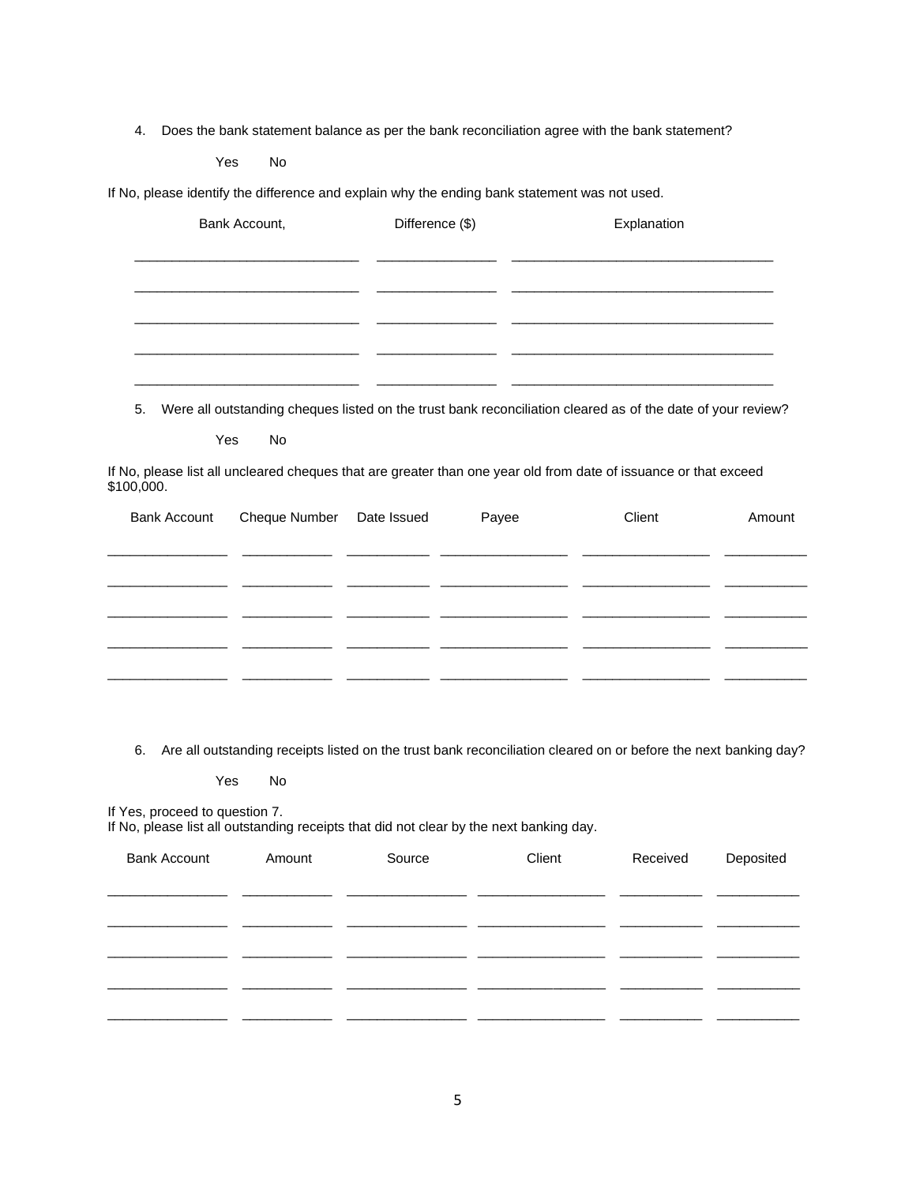4. Does the bank statement balance as per the bank reconciliation agree with the bank statement?

Yes No

If No, please identify the difference and explain why the ending bank statement was not used.

| Bank Account, | Difference ($) | Explanation |
| --- | --- | --- |
| | | |
| | | |
| | | |
| | | |
| | | |

5. Were all outstanding cheques listed on the trust bank reconciliation cleared as of the date of your review?

Yes No

If No, please list all uncleared cheques that are greater than one year old from date of issuance or that exceed $100,000.

| Bank Account | Cheque Number | Date Issued | Payee | Client | Amount |
| --- | --- | --- | --- | --- | --- |
| | | | | | |
| | | | | | |
| | | | | | |
| | | | | | |
| | | | | | |

6. Are all outstanding receipts listed on the trust bank reconciliation cleared on or before the next banking day?

Yes No

If Yes, proceed to question 7.
If No, please list all outstanding receipts that did not clear by the next banking day.

| Bank Account | Amount | Source | Client | Received | Deposited |
| --- | --- | --- | --- | --- | --- |
| | | | | | |
| | | | | | |
| | | | | | |
| | | | | | |
| | | | | | |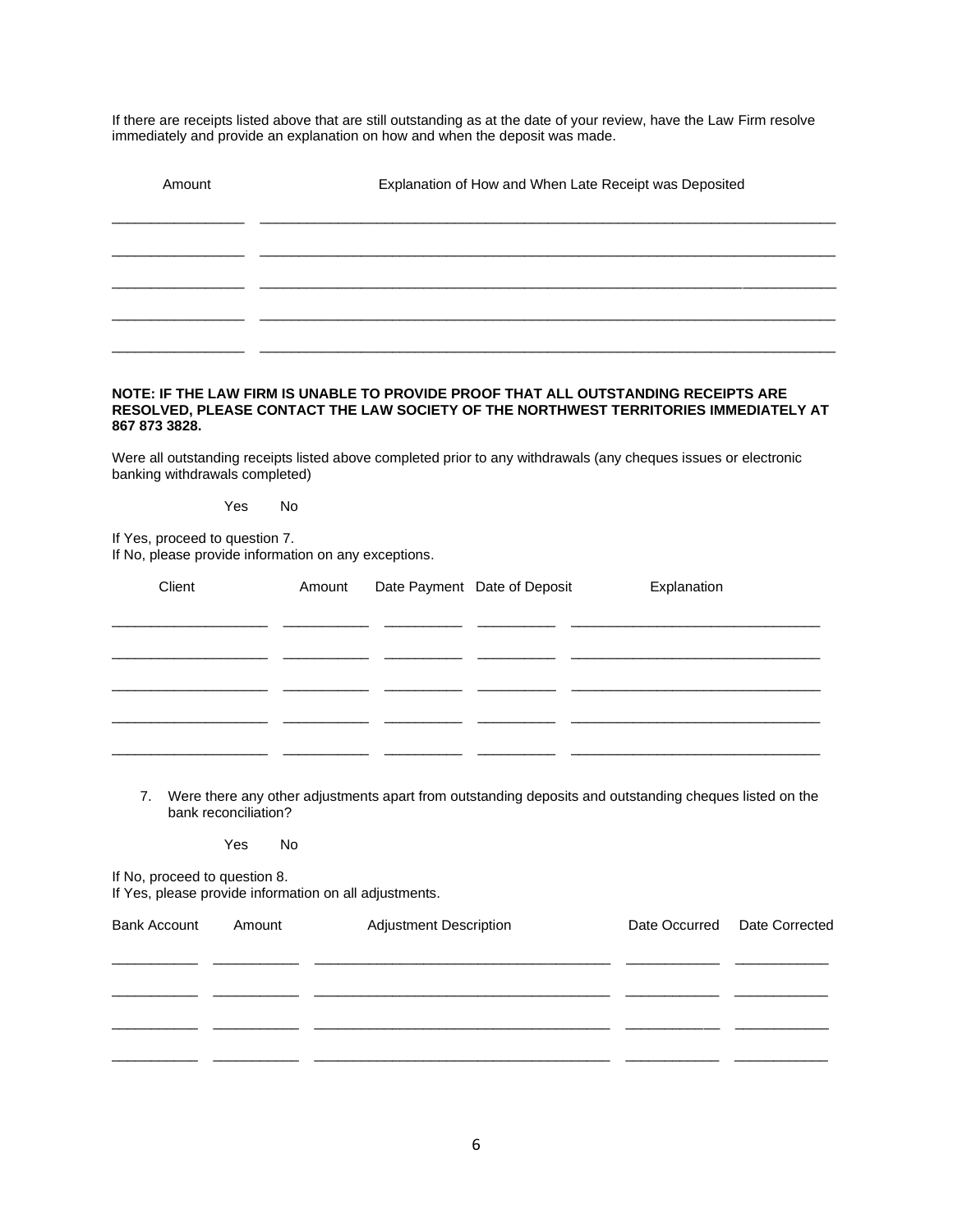If there are receipts listed above that are still outstanding as at the date of your review, have the Law Firm resolve immediately and provide an explanation on how and when the deposit was made.

| Amount | Explanation of How and When Late Receipt was Deposited |
|---|---|
| | |
| | |
| | |
| | |
| | |

**NOTE: IF THE LAW FIRM IS UNABLE TO PROVIDE PROOF THAT ALL OUTSTANDING RECEIPTS ARE RESOLVED, PLEASE CONTACT THE LAW SOCIETY OF THE NORTHWEST TERRITORIES IMMEDIATELY AT 867 873 3828.**

Were all outstanding receipts listed above completed prior to any withdrawals (any cheques issues or electronic banking withdrawals completed)

Yes    No

If Yes, proceed to question 7.
If No, please provide information on any exceptions.

| Client | Amount | Date Payment | Date of Deposit | Explanation |
|---|---|---|---|---|
| | | | | |
| | | | | |
| | | | | |
| | | | | |
| | | | | |

7. Were there any other adjustments apart from outstanding deposits and outstanding cheques listed on the bank reconciliation?

   Yes    No

If No, proceed to question 8.
If Yes, please provide information on all adjustments.

| Bank Account | Amount | Adjustment Description | Date Occurred | Date Corrected |
|---|---|---|---|---|
| | | | | |
| | | | | |
| | | | | |
| | | | | |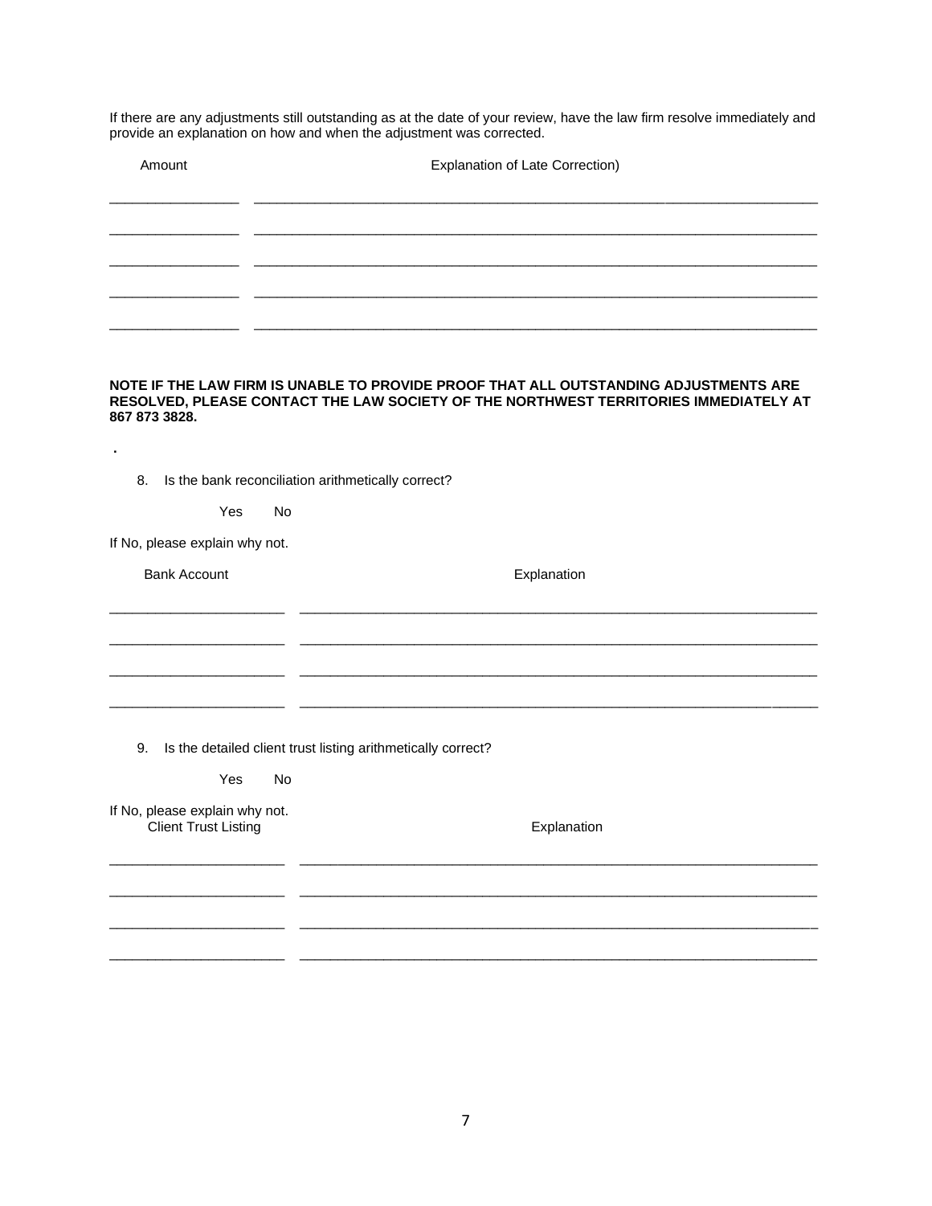If there are any adjustments still outstanding as at the date of your review, have the law firm resolve immediately and provide an explanation on how and when the adjustment was corrected.

| Amount | Explanation of Late Correction) |
| --- | --- |
| ________________ | ______________________________________________________________________ |
| ________________ | ______________________________________________________________________ |
| ________________ | ______________________________________________________________________ |
| ________________ | ______________________________________________________________________ |
| ________________ | ______________________________________________________________________ |

**NOTE IF THE LAW FIRM IS UNABLE TO PROVIDE PROOF THAT ALL OUTSTANDING ADJUSTMENTS ARE RESOLVED, PLEASE CONTACT THE LAW SOCIETY OF THE NORTHWEST TERRITORIES IMMEDIATELY AT 867 873 3828.**

.

8. Is the bank reconciliation arithmetically correct?

   Yes  No

If No, please explain why not.

| Bank Account | Explanation |
| --- | --- |
| ______________________ | ______________________________________________________________________ |
| ______________________ | ______________________________________________________________________ |
| ______________________ | ______________________________________________________________________ |
| ______________________ | ______________________________________________________________________ |

9. Is the detailed client trust listing arithmetically correct?

   Yes  No

If No, please explain why not.

| Client Trust Listing | Explanation |
| --- | --- |
| ______________________ | ______________________________________________________________________ |
| ______________________ | ______________________________________________________________________ |
| ______________________ | ______________________________________________________________________ |
| ______________________ | ______________________________________________________________________ |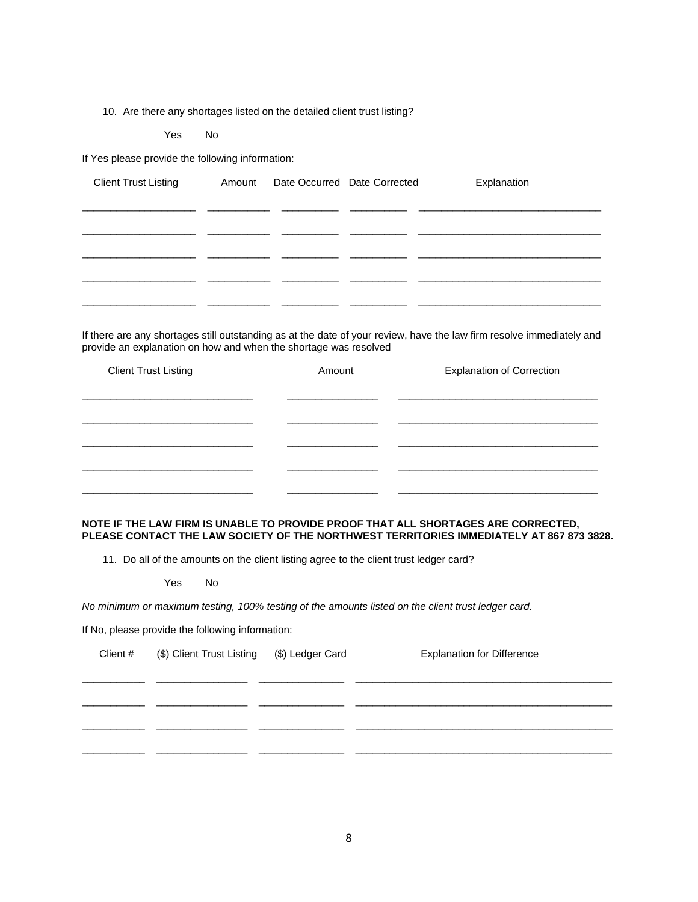10. Are there any shortages listed on the detailed client trust listing?

    Yes  No

If Yes please provide the following information:

| Client Trust Listing | Amount | Date Occurred | Date Corrected | Explanation |
| --- | --- | --- | --- | --- |
| | | | | |
| | | | | |
| | | | | |
| | | | | |
| | | | | |

If there are any shortages still outstanding as at the date of your review, have the law firm resolve immediately and provide an explanation on how and when the shortage was resolved

| Client Trust Listing | Amount | Explanation of Correction |
| --- | --- | --- |
| | | |
| | | |
| | | |
| | | |
| | | |

**NOTE IF THE LAW FIRM IS UNABLE TO PROVIDE PROOF THAT ALL SHORTAGES ARE CORRECTED, PLEASE CONTACT THE LAW SOCIETY OF THE NORTHWEST TERRITORIES IMMEDIATELY AT 867 873 3828.**

11. Do all of the amounts on the client listing agree to the client trust ledger card?

    Yes  No

*No minimum or maximum testing, 100% testing of the amounts listed on the client trust ledger card.*

If No, please provide the following information:

| Client # | ($) Client Trust Listing | ($) Ledger Card | Explanation for Difference |
| --- | --- | --- | --- |
| | | | |
| | | | |
| | | | |
| | | | |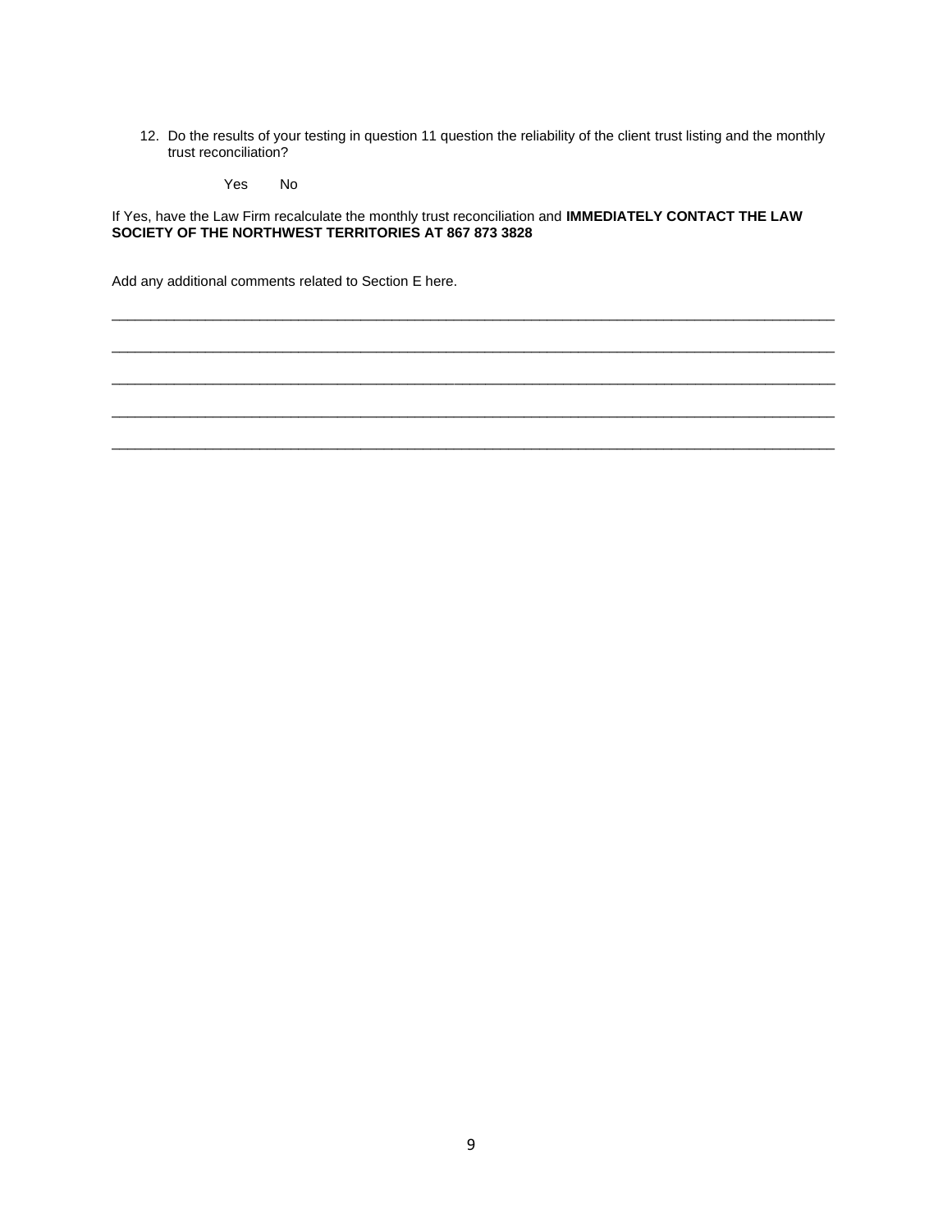12. Do the results of your testing in question 11 question the reliability of the client trust listing and the monthly trust reconciliation?

    Yes    No

If Yes, have the Law Firm recalculate the monthly trust reconciliation and **IMMEDIATELY CONTACT THE LAW SOCIETY OF THE NORTHWEST TERRITORIES AT 867 873 3828**

Add any additional comments related to Section E here.

_____________________________________________________________________________________________

_____________________________________________________________________________________________

_____________________________________________________________________________________________

_____________________________________________________________________________________________

_____________________________________________________________________________________________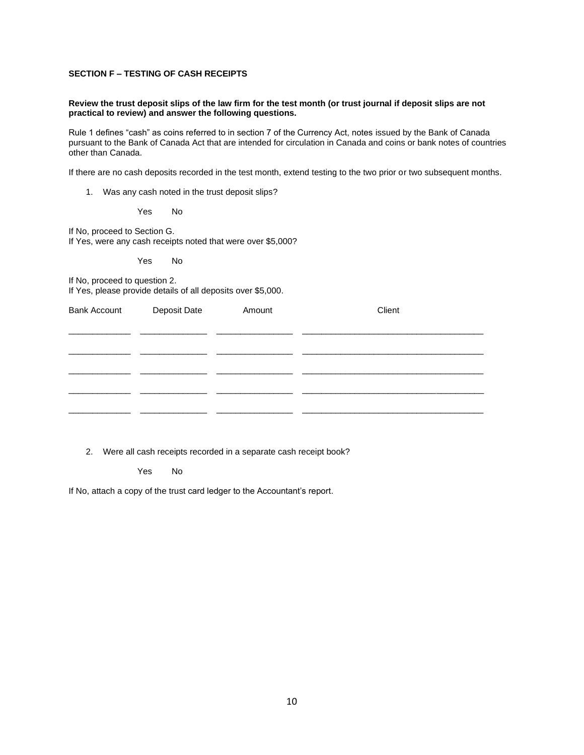**SECTION F – TESTING OF CASH RECEIPTS**

**Review the trust deposit slips of the law firm for the test month (or trust journal if deposit slips are not practical to review) and answer the following questions.**

Rule 1 defines "cash" as coins referred to in section 7 of the Currency Act, notes issued by the Bank of Canada pursuant to the Bank of Canada Act that are intended for circulation in Canada and coins or bank notes of countries other than Canada.

If there are no cash deposits recorded in the test month, extend testing to the two prior or two subsequent months.

1. Was any cash noted in the trust deposit slips?

   Yes No

If No, proceed to Section G.
If Yes, were any cash receipts noted that were over $5,000?

   Yes No

If No, proceed to question 2.
If Yes, please provide details of all deposits over $5,000.

| Bank Account | Deposit Date | Amount | Client |
|---|---|---|---|
| | | | |
| | | | |
| | | | |
| | | | |
| | | | |

2. Were all cash receipts recorded in a separate cash receipt book?

   Yes No

If No, attach a copy of the trust card ledger to the Accountant's report.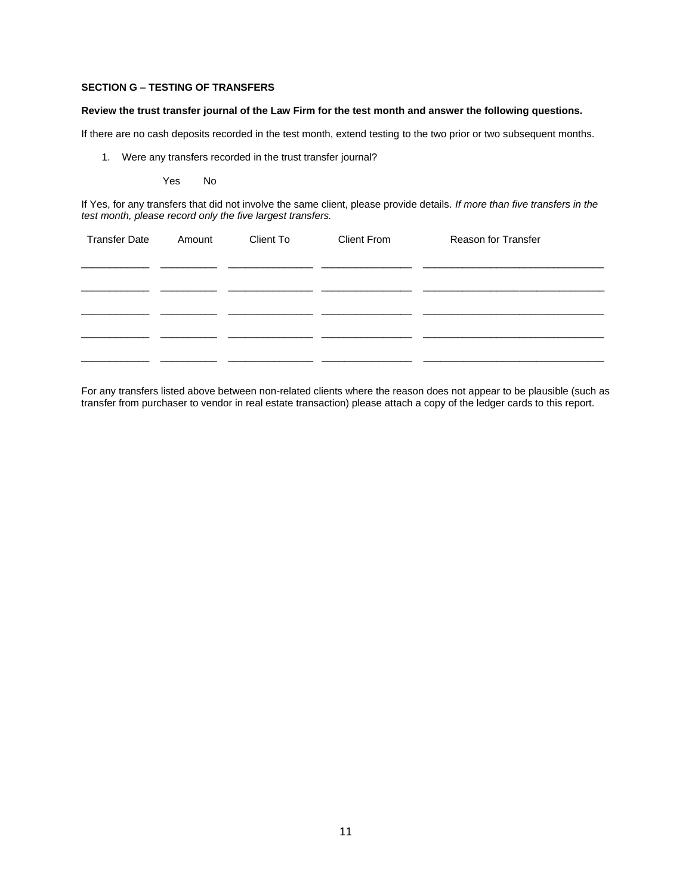**SECTION G – TESTING OF TRANSFERS**

**Review the trust transfer journal of the Law Firm for the test month and answer the following questions.**

If there are no cash deposits recorded in the test month, extend testing to the two prior or two subsequent months.

1. Were any transfers recorded in the trust transfer journal?

   Yes    No

If Yes, for any transfers that did not involve the same client, please provide details. *If more than five transfers in the test month, please record only the five largest transfers.*

| Transfer Date | Amount | Client To | Client From | Reason for Transfer |
|---|---|---|---|---|
| ____________ | __________ | _______________ | ________________ | ________________________________ |
| ____________ | __________ | _______________ | ________________ | ________________________________ |
| ____________ | __________ | _______________ | ________________ | ________________________________ |
| ____________ | __________ | _______________ | ________________ | ________________________________ |
| ____________ | __________ | _______________ | ________________ | ________________________________ |

For any transfers listed above between non-related clients where the reason does not appear to be plausible (such as transfer from purchaser to vendor in real estate transaction) please attach a copy of the ledger cards to this report.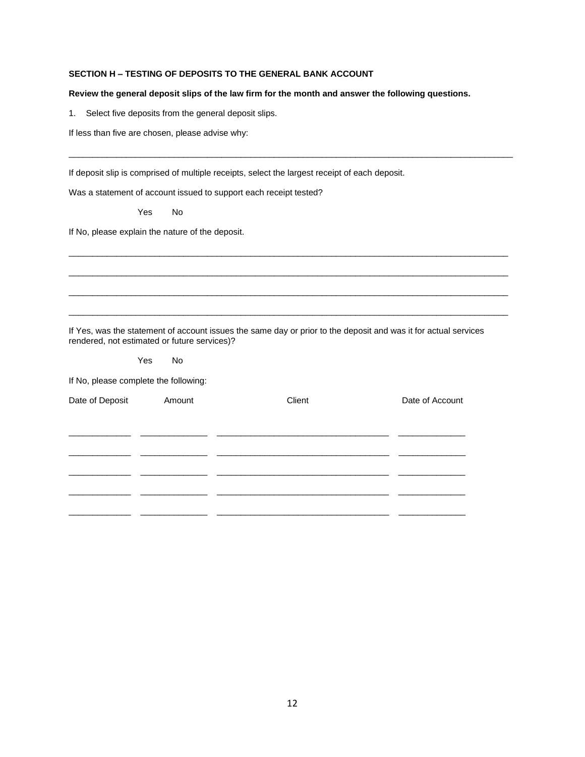**SECTION H – TESTING OF DEPOSITS TO THE GENERAL BANK ACCOUNT**

**Review the general deposit slips of the law firm for the month and answer the following questions.**

1. Select five deposits from the general deposit slips.

If less than five are chosen, please advise why:

_____________________________________________________________________________________

If deposit slip is comprised of multiple receipts, select the largest receipt of each deposit.

Was a statement of account issued to support each receipt tested?

Yes   No

If No, please explain the nature of the deposit.

_____________________________________________________________________________________

_____________________________________________________________________________________

_____________________________________________________________________________________

_____________________________________________________________________________________

If Yes, was the statement of account issues the same day or prior to the deposit and was it for actual services rendered, not estimated or future services)?

Yes   No

If No, please complete the following:

| Date of Deposit | Amount | Client | Date of Account |
|---|---|---|---|
| _____________ | ______________ | ____________________________________ | ______________ |
| _____________ | ______________ | ____________________________________ | ______________ |
| _____________ | ______________ | ____________________________________ | ______________ |
| _____________ | ______________ | ____________________________________ | ______________ |
| _____________ | ______________ | ____________________________________ | ______________ |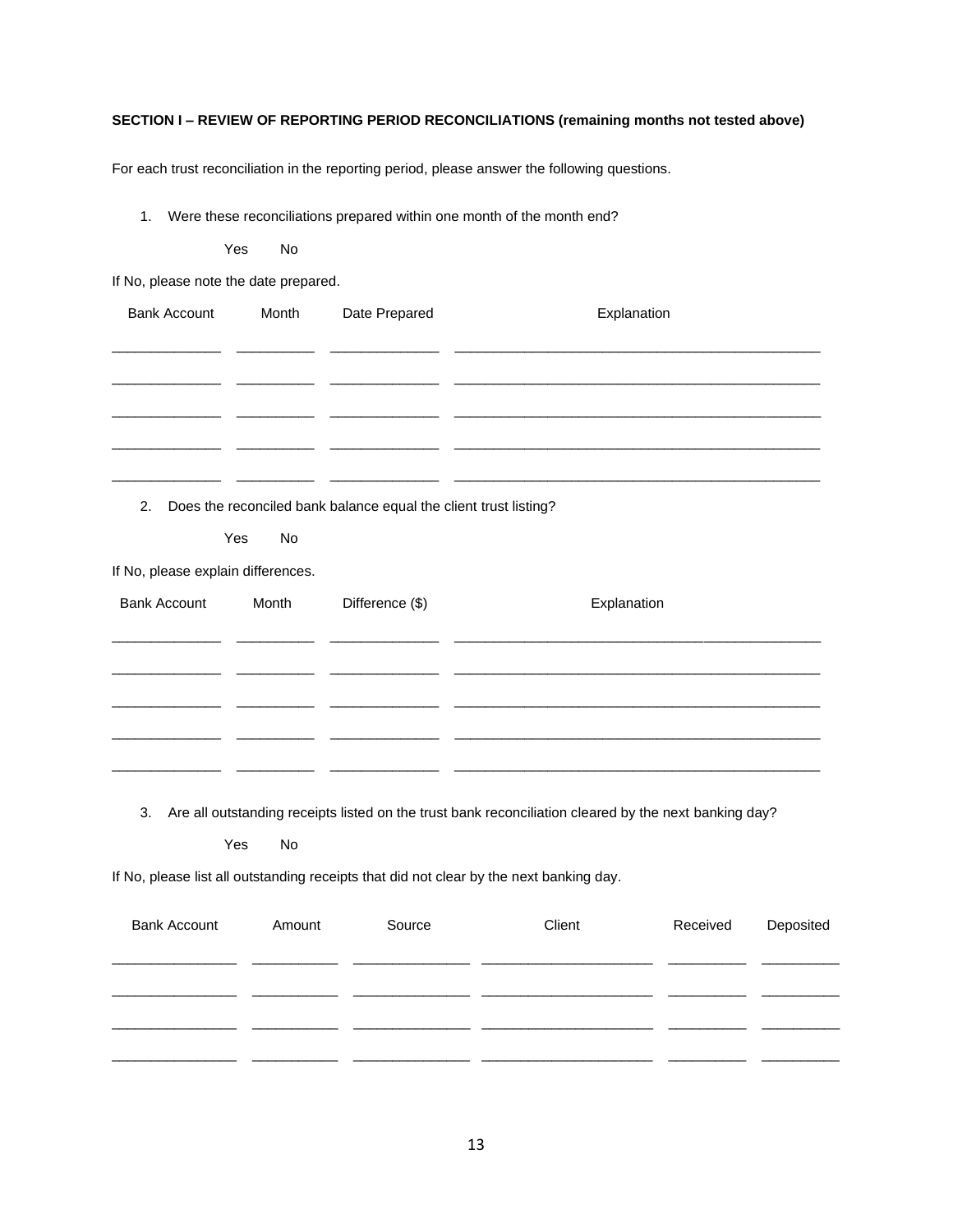**SECTION I – REVIEW OF REPORTING PERIOD RECONCILIATIONS (remaining months not tested above)**

For each trust reconciliation in the reporting period, please answer the following questions.

1. Were these reconciliations prepared within one month of the month end?

   Yes No

If No, please note the date prepared.

| Bank Account | Month | Date Prepared | Explanation |
|---|---|---|---|
| | | | |
| | | | |
| | | | |
| | | | |
| | | | |

2. Does the reconciled bank balance equal the client trust listing?

   Yes No

If No, please explain differences.

| Bank Account | Month | Difference ($) | Explanation |
|---|---|---|---|
| | | | |
| | | | |
| | | | |
| | | | |
| | | | |

3. Are all outstanding receipts listed on the trust bank reconciliation cleared by the next banking day?

   Yes No

If No, please list all outstanding receipts that did not clear by the next banking day.

| Bank Account | Amount | Source | Client | Received | Deposited |
|---|---|---|---|---|---|
| | | | | | |
| | | | | | |
| | | | | | |
| | | | | | |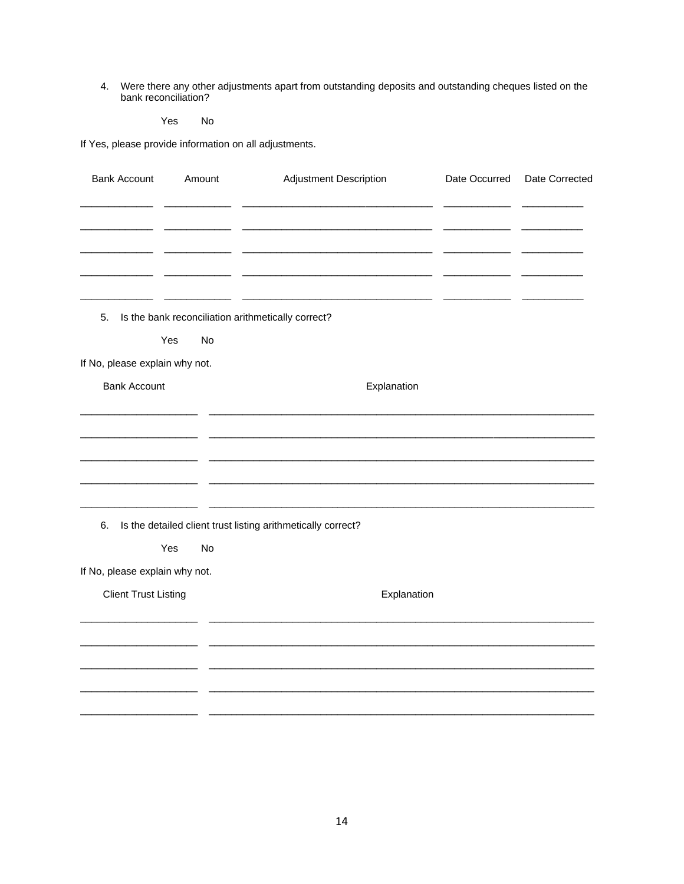4. Were there any other adjustments apart from outstanding deposits and outstanding cheques listed on the bank reconciliation?

   Yes  No

If Yes, please provide information on all adjustments.

| Bank Account | Amount | Adjustment Description | Date Occurred | Date Corrected |
|---|---|---|---|---|
| | | | | |
| | | | | |
| | | | | |
| | | | | |
| | | | | |

5. Is the bank reconciliation arithmetically correct?

   Yes  No

If No, please explain why not.

| Bank Account | Explanation |
|---|---|
| | |
| | |
| | |
| | |
| | |

6. Is the detailed client trust listing arithmetically correct?

   Yes  No

If No, please explain why not.

| Client Trust Listing | Explanation |
|---|---|
| | |
| | |
| | |
| | |
| | |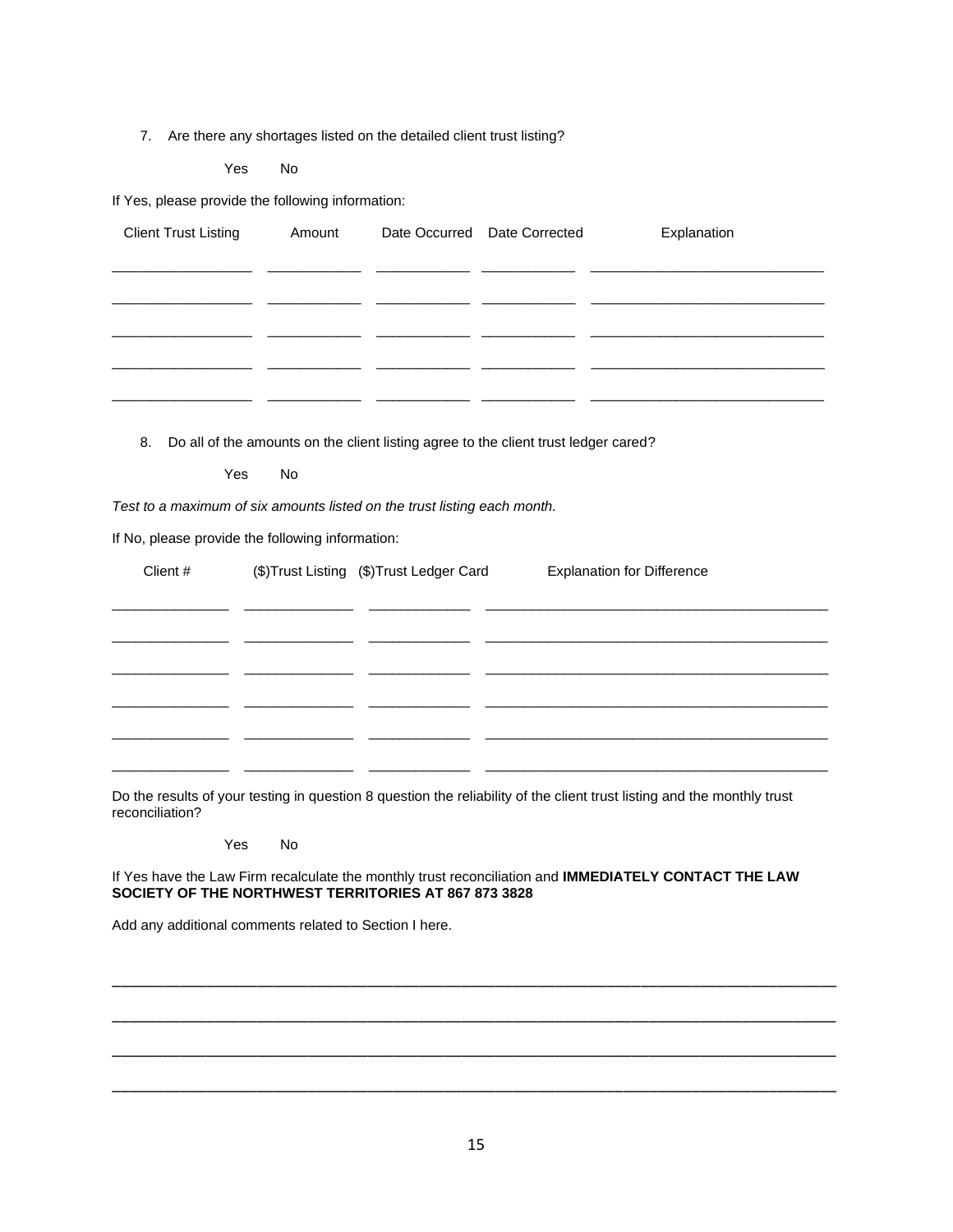7. Are there any shortages listed on the detailed client trust listing?

   Yes No

If Yes, please provide the following information:

| Client Trust Listing | Amount | Date Occurred | Date Corrected | Explanation |
|---|---|---|---|---|
| | | | | |
| | | | | |
| | | | | |
| | | | | |
| | | | | |

8. Do all of the amounts on the client listing agree to the client trust ledger cared?

   Yes No

*Test to a maximum of six amounts listed on the trust listing each month.*

If No, please provide the following information:

| Client # | ($)Trust Listing | ($)Trust Ledger Card | Explanation for Difference |
|---|---|---|---|
| | | | |
| | | | |
| | | | |
| | | | |
| | | | |
| | | | |

Do the results of your testing in question 8 question the reliability of the client trust listing and the monthly trust reconciliation?

Yes No

If Yes have the Law Firm recalculate the monthly trust reconciliation and **IMMEDIATELY CONTACT THE LAW SOCIETY OF THE NORTHWEST TERRITORIES AT 867 873 3828**

Add any additional comments related to Section I here.

______________________________________________________________________________

______________________________________________________________________________

______________________________________________________________________________

______________________________________________________________________________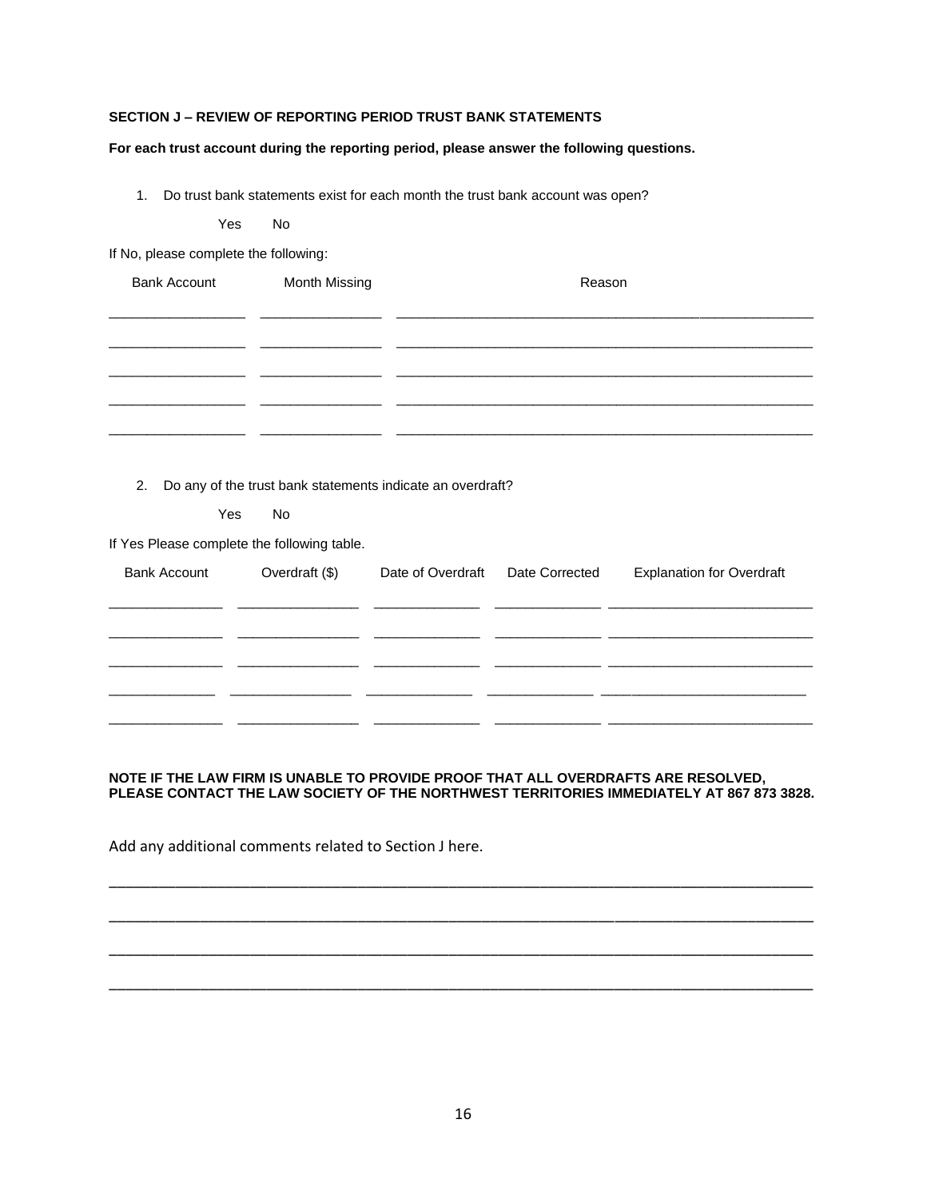**SECTION J – REVIEW OF REPORTING PERIOD TRUST BANK STATEMENTS**

**For each trust account during the reporting period, please answer the following questions.**

1. Do trust bank statements exist for each month the trust bank account was open?

   Yes No

If No, please complete the following:

| Bank Account | Month Missing | Reason |
|---|---|---|
| | | |
| | | |
| | | |
| | | |
| | | |

2. Do any of the trust bank statements indicate an overdraft?

   Yes No

If Yes Please complete the following table.

| Bank Account | Overdraft ($) | Date of Overdraft | Date Corrected | Explanation for Overdraft |
|---|---|---|---|---|
| | | | | |
| | | | | |
| | | | | |
| | | | | |
| | | | | |

**NOTE IF THE LAW FIRM IS UNABLE TO PROVIDE PROOF THAT ALL OVERDRAFTS ARE RESOLVED, PLEASE CONTACT THE LAW SOCIETY OF THE NORTHWEST TERRITORIES IMMEDIATELY AT 867 873 3828.**

Add any additional comments related to Section J here.

______________________________________________________________________________

______________________________________________________________________________

______________________________________________________________________________

______________________________________________________________________________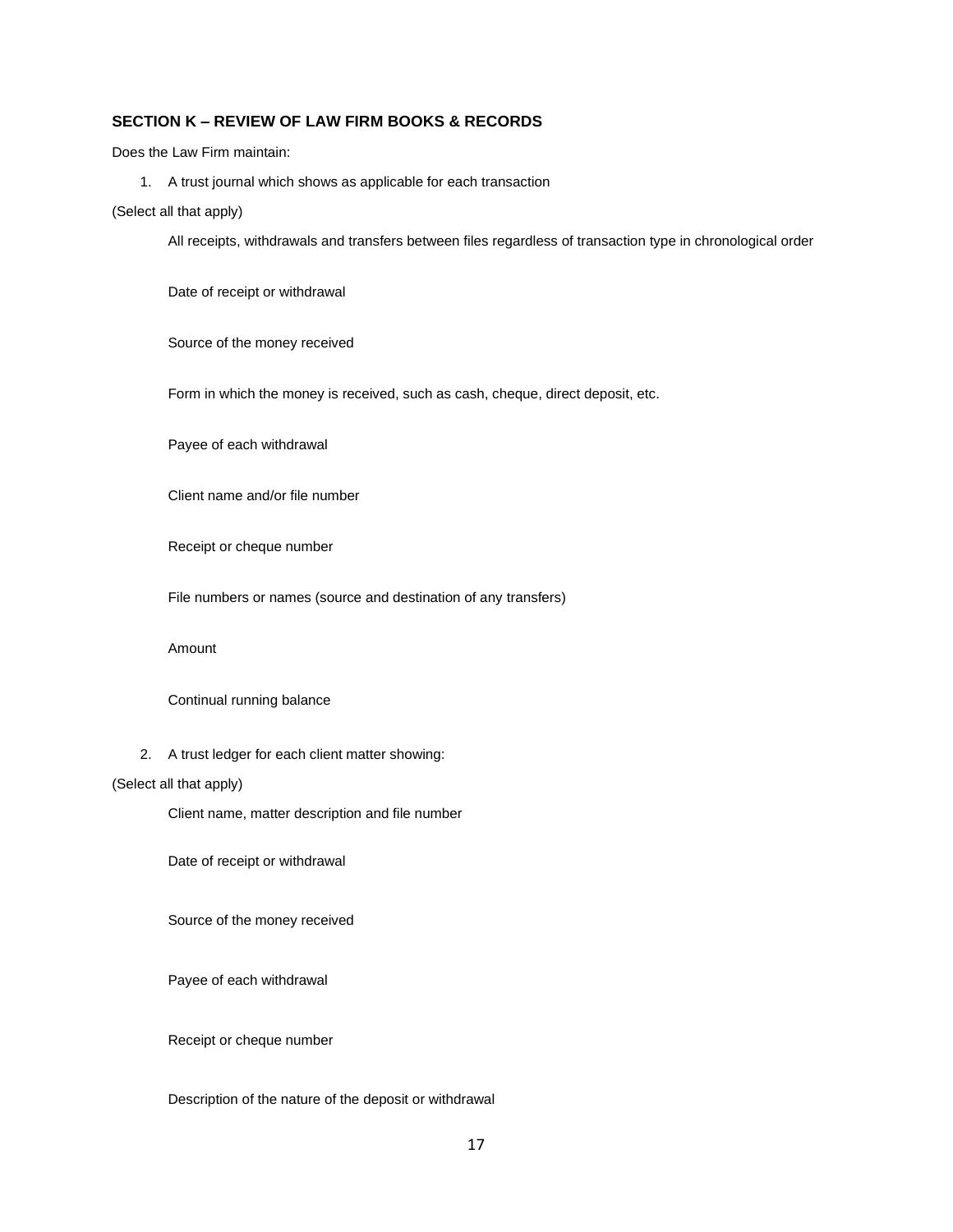### SECTION K – REVIEW OF LAW FIRM BOOKS & RECORDS

Does the Law Firm maintain:

1. A trust journal which shows as applicable for each transaction

(Select all that apply)

   All receipts, withdrawals and transfers between files regardless of transaction type in chronological order

   Date of receipt or withdrawal

   Source of the money received

   Form in which the money is received, such as cash, cheque, direct deposit, etc.

   Payee of each withdrawal

   Client name and/or file number

   Receipt or cheque number

   File numbers or names (source and destination of any transfers)

   Amount

   Continual running balance

2. A trust ledger for each client matter showing:

(Select all that apply)

   Client name, matter description and file number

   Date of receipt or withdrawal

   Source of the money received

   Payee of each withdrawal

   Receipt or cheque number

   Description of the nature of the deposit or withdrawal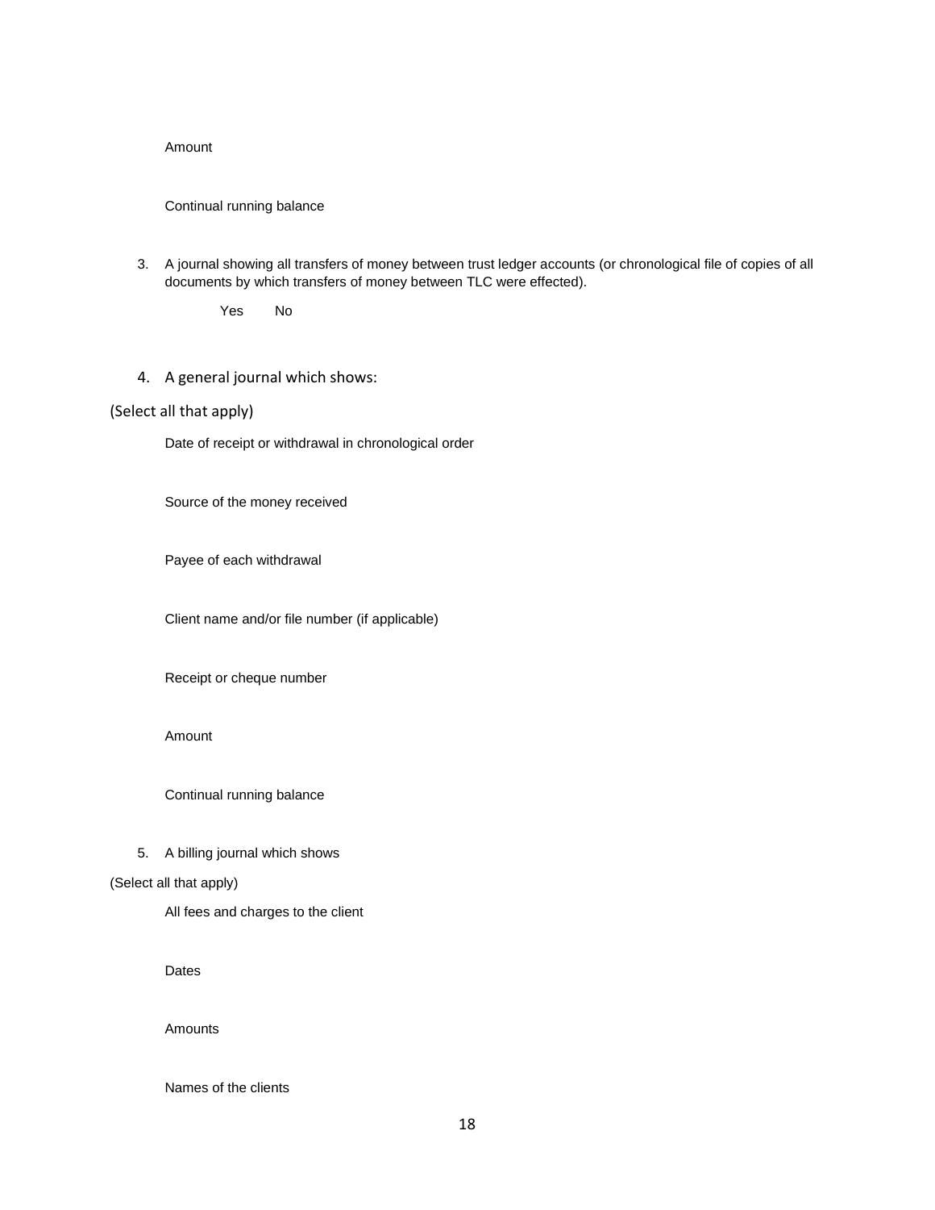Amount

Continual running balance

3. A journal showing all transfers of money between trust ledger accounts (or chronological file of copies of all documents by which transfers of money between TLC were effected).

   Yes No

4. A general journal which shows:

(Select all that apply)

Date of receipt or withdrawal in chronological order

Source of the money received

Payee of each withdrawal

Client name and/or file number (if applicable)

Receipt or cheque number

Amount

Continual running balance

5. A billing journal which shows

(Select all that apply)

All fees and charges to the client

Dates

Amounts

Names of the clients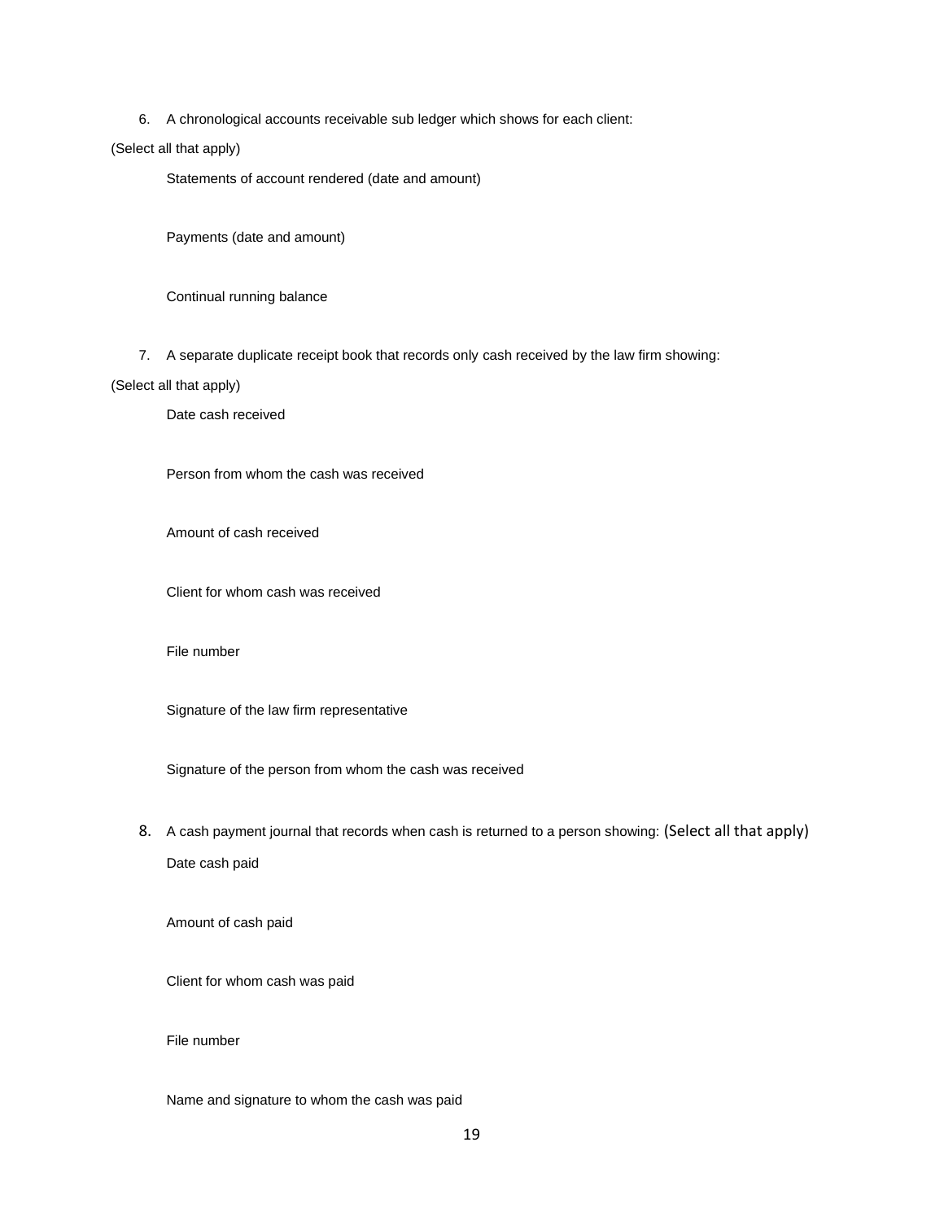6. A chronological accounts receivable sub ledger which shows for each client:

(Select all that apply)

Statements of account rendered (date and amount)

Payments (date and amount)

Continual running balance

7. A separate duplicate receipt book that records only cash received by the law firm showing:

(Select all that apply)

Date cash received

Person from whom the cash was received

Amount of cash received

Client for whom cash was received

File number

Signature of the law firm representative

Signature of the person from whom the cash was received

8. A cash payment journal that records when cash is returned to a person showing: (Select all that apply)

Date cash paid

Amount of cash paid

Client for whom cash was paid

File number

Name and signature to whom the cash was paid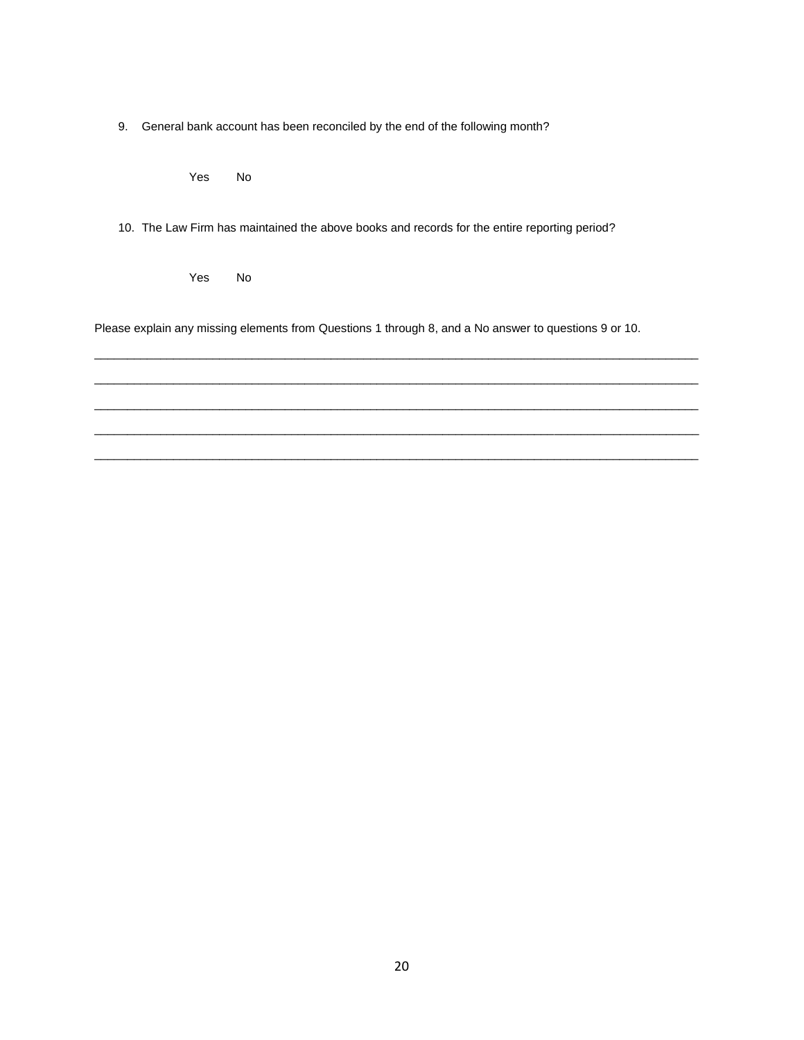9. General bank account has been reconciled by the end of the following month?

   Yes No

10. The Law Firm has maintained the above books and records for the entire reporting period?

    Yes No

Please explain any missing elements from Questions 1 through 8, and a No answer to questions 9 or 10.

_____________________________________________________________________________________

_____________________________________________________________________________________

_____________________________________________________________________________________

_____________________________________________________________________________________

_____________________________________________________________________________________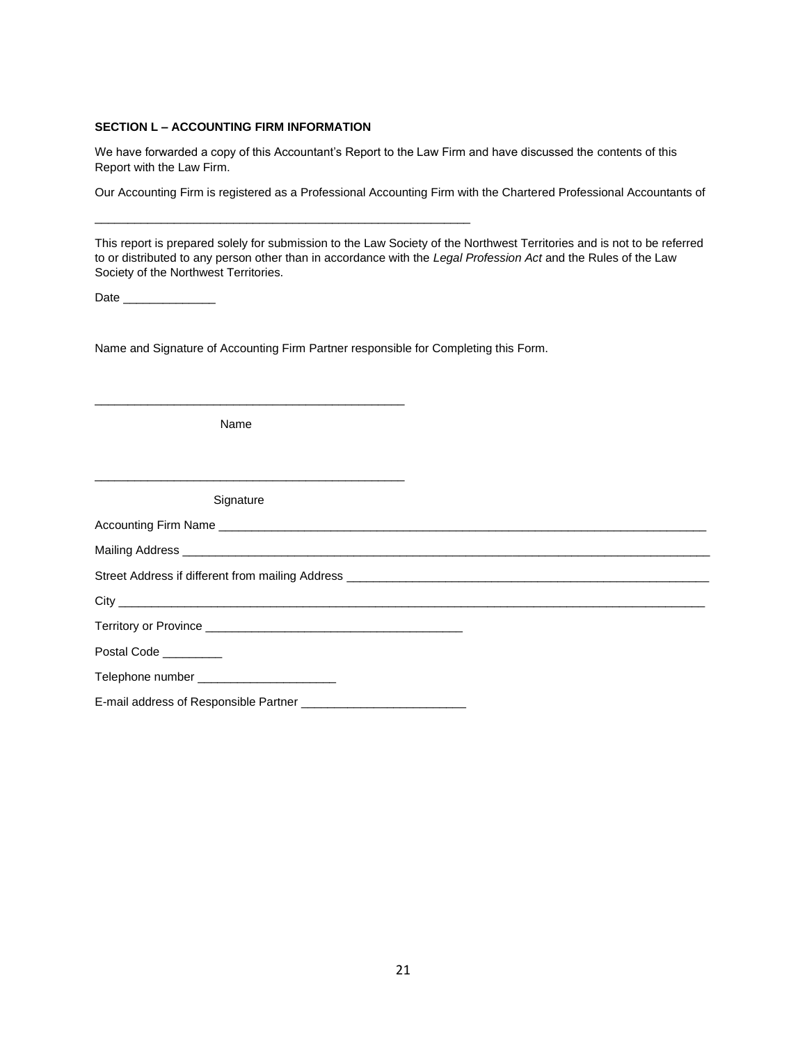**SECTION L – ACCOUNTING FIRM INFORMATION**

We have forwarded a copy of this Accountant's Report to the Law Firm and have discussed the contents of this Report with the Law Firm.

Our Accounting Firm is registered as a Professional Accounting Firm with the Chartered Professional Accountants of

_______________________________________________________

This report is prepared solely for submission to the Law Society of the Northwest Territories and is not to be referred to or distributed to any person other than in accordance with the *Legal Profession Act* and the Rules of the Law Society of the Northwest Territories.

Date ______________

Name and Signature of Accounting Firm Partner responsible for Completing this Form.

_______________________________________________

Name

_______________________________________________

Signature

Accounting Firm Name ________________________________________________________________

Mailing Address ____________________________________________________________________

Street Address if different from mailing Address ______________________________________________

City ___________________________________________________________________________

Territory or Province ______________________________________

Postal Code _________

Telephone number _____________________

E-mail address of Responsible Partner _________________________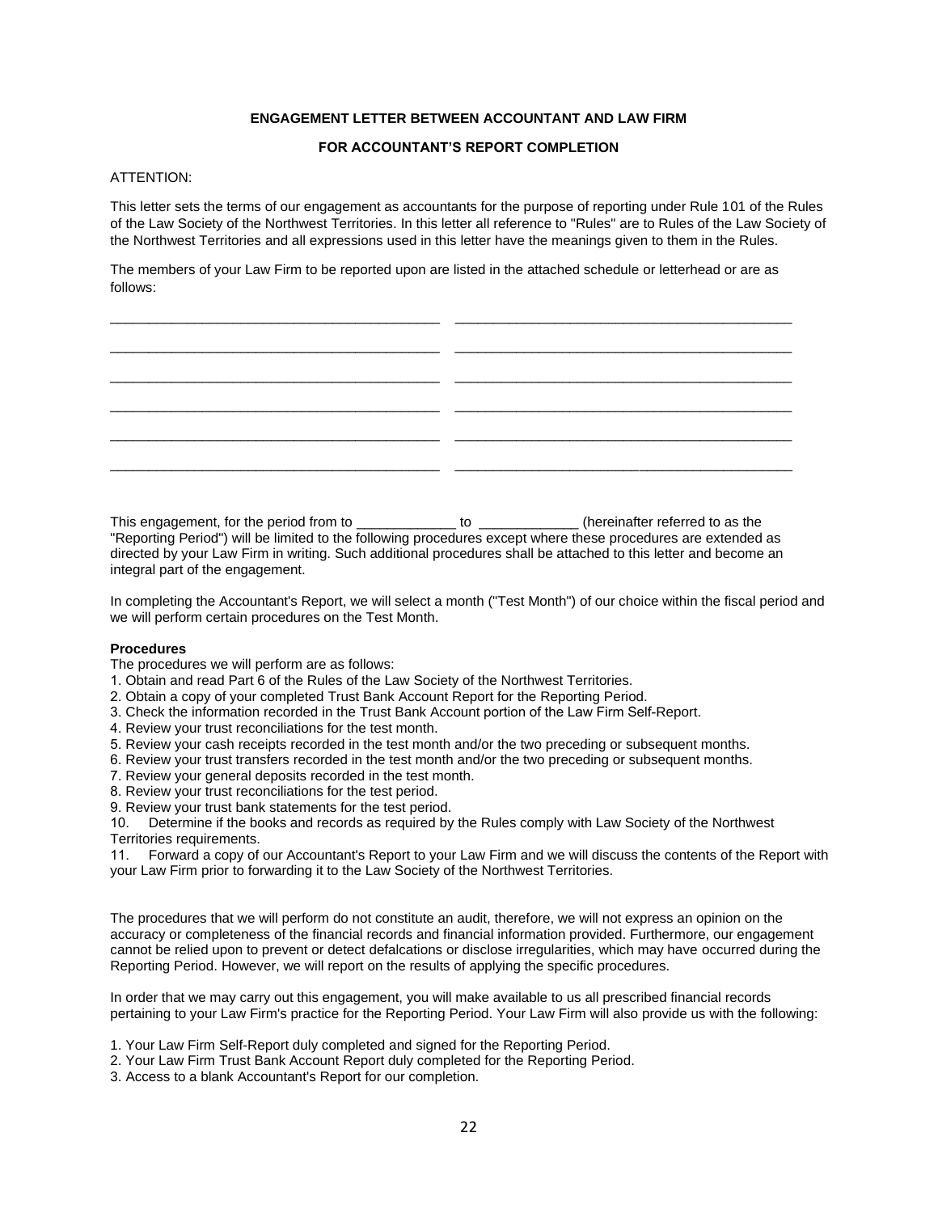**ENGAGEMENT LETTER BETWEEN ACCOUNTANT AND LAW FIRM**

**FOR ACCOUNTANT'S REPORT COMPLETION**

ATTENTION:

This letter sets the terms of our engagement as accountants for the purpose of reporting under Rule 101 of the Rules of the Law Society of the Northwest Territories. In this letter all reference to "Rules" are to Rules of the Law Society of the Northwest Territories and all expressions used in this letter have the meanings given to them in the Rules.

The members of your Law Firm to be reported upon are listed in the attached schedule or letterhead or are as follows:

\_\_\_\_\_\_\_\_\_\_\_\_\_\_\_\_\_\_\_\_\_\_\_\_\_\_\_\_\_\_\_\_\_\_\_\_\_\_\_\_\_\_\_ \_\_\_\_\_\_\_\_\_\_\_\_\_\_\_\_\_\_\_\_\_\_\_\_\_\_\_\_\_\_\_\_\_\_\_\_\_\_\_\_\_\_\_

\_\_\_\_\_\_\_\_\_\_\_\_\_\_\_\_\_\_\_\_\_\_\_\_\_\_\_\_\_\_\_\_\_\_\_\_\_\_\_\_\_\_\_ \_\_\_\_\_\_\_\_\_\_\_\_\_\_\_\_\_\_\_\_\_\_\_\_\_\_\_\_\_\_\_\_\_\_\_\_\_\_\_\_\_\_\_

\_\_\_\_\_\_\_\_\_\_\_\_\_\_\_\_\_\_\_\_\_\_\_\_\_\_\_\_\_\_\_\_\_\_\_\_\_\_\_\_\_\_\_ \_\_\_\_\_\_\_\_\_\_\_\_\_\_\_\_\_\_\_\_\_\_\_\_\_\_\_\_\_\_\_\_\_\_\_\_\_\_\_\_\_\_\_

\_\_\_\_\_\_\_\_\_\_\_\_\_\_\_\_\_\_\_\_\_\_\_\_\_\_\_\_\_\_\_\_\_\_\_\_\_\_\_\_\_\_\_ \_\_\_\_\_\_\_\_\_\_\_\_\_\_\_\_\_\_\_\_\_\_\_\_\_\_\_\_\_\_\_\_\_\_\_\_\_\_\_\_\_\_\_

\_\_\_\_\_\_\_\_\_\_\_\_\_\_\_\_\_\_\_\_\_\_\_\_\_\_\_\_\_\_\_\_\_\_\_\_\_\_\_\_\_\_\_ \_\_\_\_\_\_\_\_\_\_\_\_\_\_\_\_\_\_\_\_\_\_\_\_\_\_\_\_\_\_\_\_\_\_\_\_\_\_\_\_\_\_\_

\_\_\_\_\_\_\_\_\_\_\_\_\_\_\_\_\_\_\_\_\_\_\_\_\_\_\_\_\_\_\_\_\_\_\_\_\_\_\_\_\_\_\_ \_\_\_\_\_\_\_\_\_\_\_\_\_\_\_\_\_\_\_\_\_\_\_\_\_\_\_\_\_\_\_\_\_\_\_\_\_\_\_\_\_\_\_

This engagement, for the period from to \_\_\_\_\_\_\_\_\_\_\_\_\_ to \_\_\_\_\_\_\_\_\_\_\_\_\_ (hereinafter referred to as the "Reporting Period") will be limited to the following procedures except where these procedures are extended as directed by your Law Firm in writing. Such additional procedures shall be attached to this letter and become an integral part of the engagement.

In completing the Accountant's Report, we will select a month ("Test Month") of our choice within the fiscal period and we will perform certain procedures on the Test Month.

**Procedures**

The procedures we will perform are as follows:

1. Obtain and read Part 6 of the Rules of the Law Society of the Northwest Territories.
2. Obtain a copy of your completed Trust Bank Account Report for the Reporting Period.
3. Check the information recorded in the Trust Bank Account portion of the Law Firm Self-Report.
4. Review your trust reconciliations for the test month.
5. Review your cash receipts recorded in the test month and/or the two preceding or subsequent months.
6. Review your trust transfers recorded in the test month and/or the two preceding or subsequent months.
7. Review your general deposits recorded in the test month.
8. Review your trust reconciliations for the test period.
9. Review your trust bank statements for the test period.
10. Determine if the books and records as required by the Rules comply with Law Society of the Northwest Territories requirements.
11. Forward a copy of our Accountant's Report to your Law Firm and we will discuss the contents of the Report with your Law Firm prior to forwarding it to the Law Society of the Northwest Territories.

The procedures that we will perform do not constitute an audit, therefore, we will not express an opinion on the accuracy or completeness of the financial records and financial information provided. Furthermore, our engagement cannot be relied upon to prevent or detect defalcations or disclose irregularities, which may have occurred during the Reporting Period. However, we will report on the results of applying the specific procedures.

In order that we may carry out this engagement, you will make available to us all prescribed financial records pertaining to your Law Firm's practice for the Reporting Period. Your Law Firm will also provide us with the following:

1. Your Law Firm Self-Report duly completed and signed for the Reporting Period.
2. Your Law Firm Trust Bank Account Report duly completed for the Reporting Period.
3. Access to a blank Accountant's Report for our completion.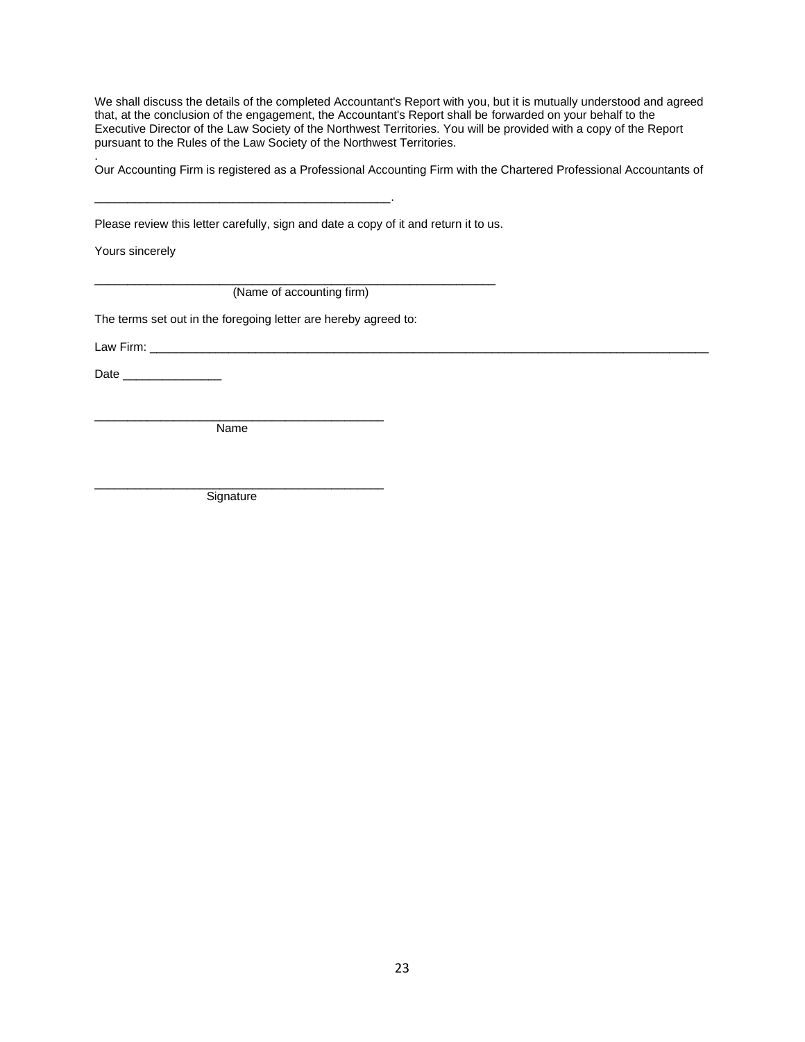We shall discuss the details of the completed Accountant's Report with you, but it is mutually understood and agreed that, at the conclusion of the engagement, the Accountant's Report shall be forwarded on your behalf to the Executive Director of the Law Society of the Northwest Territories. You will be provided with a copy of the Report pursuant to the Rules of the Law Society of the Northwest Territories.

.

Our Accounting Firm is registered as a Professional Accounting Firm with the Chartered Professional Accountants of

_____________________________________________.

Please review this letter carefully, sign and date a copy of it and return it to us.

Yours sincerely

_____________________________________________________________

(Name of accounting firm)

The terms set out in the foregoing letter are hereby agreed to:

Law Firm: ____________________________________________________________________________________

Date _______________

____________________________________________

Name

____________________________________________

Signature